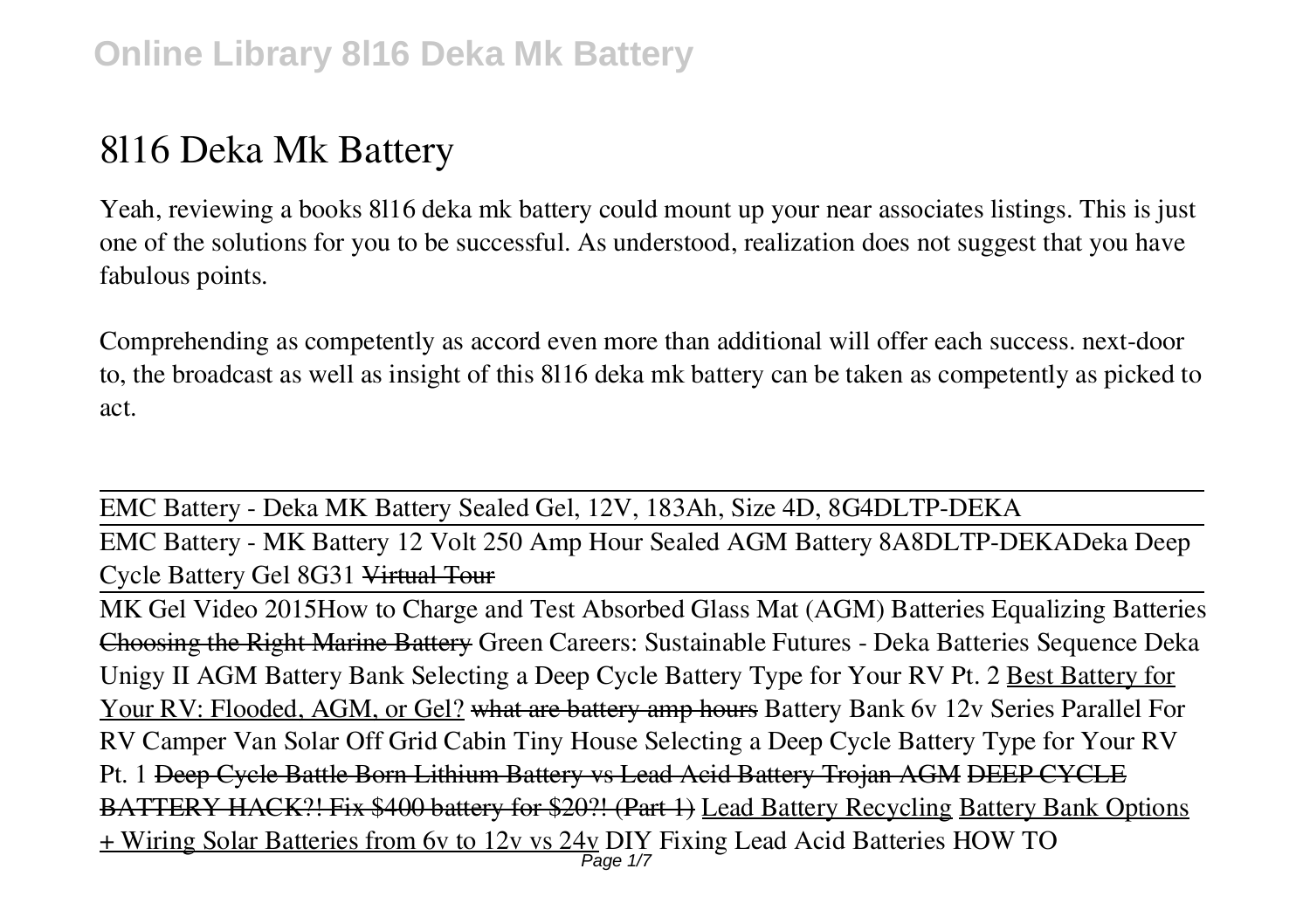# 8l16 Deka Mk Battery

Yeah, reviewing a books 8l16 deka mk battery could mount up your near associates listings. This is just one of the solutions for you to be successful. As understood, realization does not suggest that you have fabulous points.

Comprehending as competently as accord even more than additional will offer each success. next-door to, the broadcast as well as insight of this 8l16 deka mk battery can be taken as competently as picked to act.

EMC Battery - Deka MK Battery Sealed Gel, 12V, 183Ah, Size 4D, 8G4DLTP-DEKA

EMC Battery - MK Battery 12 Volt 250 Amp Hour Sealed AGM Battery 8A8DLTP-DEKA Deka Deep Cycle Battery Gel 8G31 ~~Virtual Tour~~

MK Gel Video 2015 How to Charge and Test Absorbed Glass Mat (AGM) Batteries Equalizing Batteries ~~Choosing the Right Marine Battery~~ Green Careers: Sustainable Futures - Deka Batteries Sequence Deka Unigy II AGM Battery Bank Selecting a Deep Cycle Battery Type for Your RV Pt. 2 Best Battery for Your RV: Flooded, AGM, or Gel? ~~what are battery amp hours~~ Battery Bank 6v 12v Series Parallel For RV Camper Van Solar Off Grid Cabin Tiny House Selecting a Deep Cycle Battery Type for Your RV Pt. 1 ~~Deep Cycle Battle Born Lithium Battery vs Lead Acid Battery Trojan AGM~~ ~~DEEP CYCLE BATTERY HACK?! Fix $400 battery for $20?! (Part 1)~~ Lead Battery Recycling Battery Bank Options + Wiring Solar Batteries from 6v to 12v vs 24v DIY Fixing Lead Acid Batteries HOW TO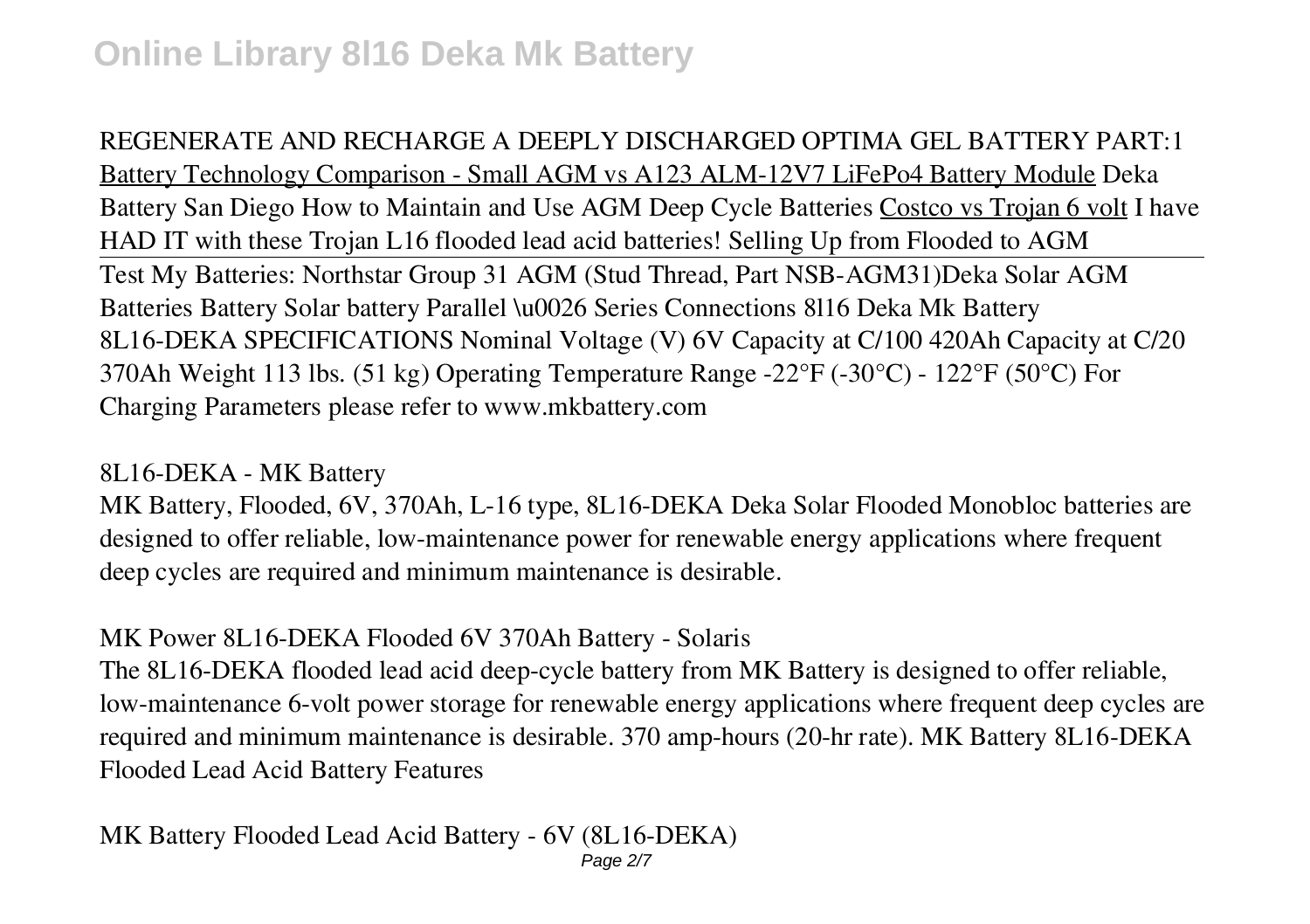REGENERATE AND RECHARGE A DEEPLY DISCHARGED OPTIMA GEL BATTERY PART:1 Battery Technology Comparison - Small AGM vs A123 ALM-12V7 LiFePo4 Battery Module Deka Battery San Diego How to Maintain and Use AGM Deep Cycle Batteries Costco vs Trojan 6 volt I have HAD IT with these Trojan L16 flooded lead acid batteries! Selling Up from Flooded to AGM

Test My Batteries: Northstar Group 31 AGM (Stud Thread, Part NSB-AGM31)Deka Solar AGM Batteries Battery Solar battery Parallel \u0026 Series Connections 8l16 Deka Mk Battery 8L16-DEKA SPECIFICATIONS Nominal Voltage (V) 6V Capacity at C/100 420Ah Capacity at C/20 370Ah Weight 113 lbs. (51 kg) Operating Temperature Range -22°F (-30°C) - 122°F (50°C) For Charging Parameters please refer to www.mkbattery.com

## 8L16-DEKA - MK Battery

MK Battery, Flooded, 6V, 370Ah, L-16 type, 8L16-DEKA Deka Solar Flooded Monobloc batteries are designed to offer reliable, low-maintenance power for renewable energy applications where frequent deep cycles are required and minimum maintenance is desirable.

## MK Power 8L16-DEKA Flooded 6V 370Ah Battery - Solaris

The 8L16-DEKA flooded lead acid deep-cycle battery from MK Battery is designed to offer reliable, low-maintenance 6-volt power storage for renewable energy applications where frequent deep cycles are required and minimum maintenance is desirable. 370 amp-hours (20-hr rate). MK Battery 8L16-DEKA Flooded Lead Acid Battery Features

## MK Battery Flooded Lead Acid Battery - 6V (8L16-DEKA)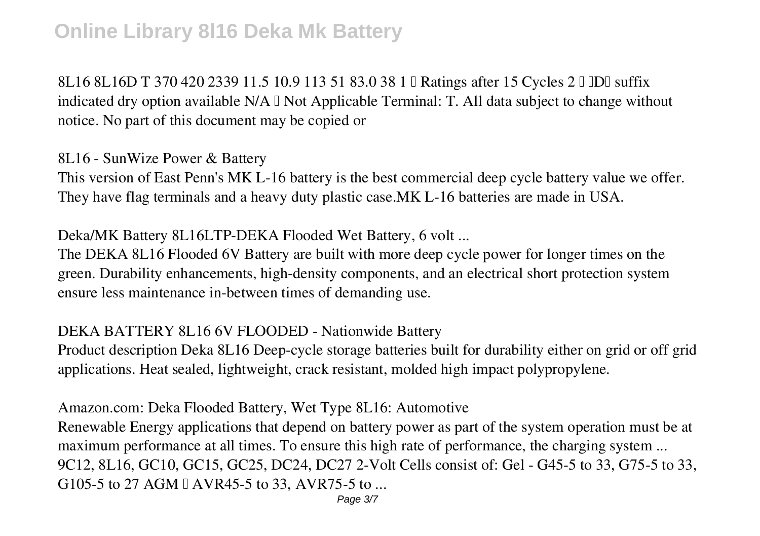8L16 8L16D T 370 420 2339 11.5 10.9 113 51 83.0 38 1 – Ratings after 15 Cycles 2 – "D" suffix indicated dry option available N/A – Not Applicable Terminal: T. All data subject to change without notice. No part of this document may be copied or

## 8L16 - SunWize Power & Battery

This version of East Penn's MK L-16 battery is the best commercial deep cycle battery value we offer. They have flag terminals and a heavy duty plastic case.MK L-16 batteries are made in USA.

## Deka/MK Battery 8L16LTP-DEKA Flooded Wet Battery, 6 volt ...

The DEKA 8L16 Flooded 6V Battery are built with more deep cycle power for longer times on the green. Durability enhancements, high-density components, and an electrical short protection system ensure less maintenance in-between times of demanding use.

## DEKA BATTERY 8L16 6V FLOODED - Nationwide Battery

Product description Deka 8L16 Deep-cycle storage batteries built for durability either on grid or off grid applications. Heat sealed, lightweight, crack resistant, molded high impact polypropylene.

## Amazon.com: Deka Flooded Battery, Wet Type 8L16: Automotive

Renewable Energy applications that depend on battery power as part of the system operation must be at maximum performance at all times. To ensure this high rate of performance, the charging system ... 9C12, 8L16, GC10, GC15, GC25, DC24, DC27 2-Volt Cells consist of: Gel - G45-5 to 33, G75-5 to 33, G105-5 to 27 AGM – AVR45-5 to 33, AVR75-5 to ...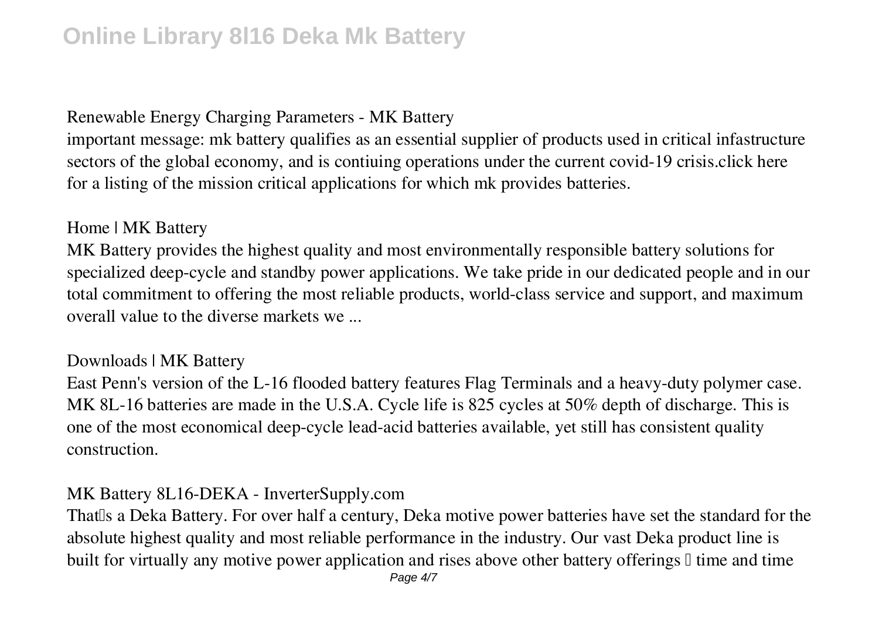## Renewable Energy Charging Parameters - MK Battery

important message: mk battery qualifies as an essential supplier of products used in critical infastructure sectors of the global economy, and is contiuing operations under the current covid-19 crisis.click here for a listing of the mission critical applications for which mk provides batteries.

## Home | MK Battery

MK Battery provides the highest quality and most environmentally responsible battery solutions for specialized deep-cycle and standby power applications. We take pride in our dedicated people and in our total commitment to offering the most reliable products, world-class service and support, and maximum overall value to the diverse markets we ...

## Downloads | MK Battery

East Penn's version of the L-16 flooded battery features Flag Terminals and a heavy-duty polymer case. MK 8L-16 batteries are made in the U.S.A. Cycle life is 825 cycles at 50% depth of discharge. This is one of the most economical deep-cycle lead-acid batteries available, yet still has consistent quality construction.

## MK Battery 8L16-DEKA - InverterSupply.com

That's a Deka Battery. For over half a century, Deka motive power batteries have set the standard for the absolute highest quality and most reliable performance in the industry. Our vast Deka product line is built for virtually any motive power application and rises above other battery offerings – time and time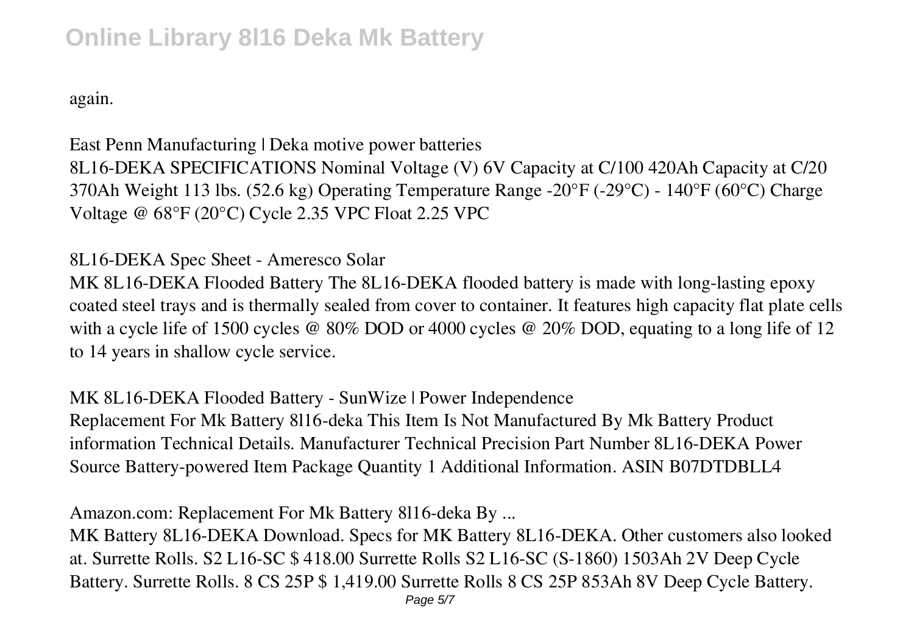again.

East Penn Manufacturing | Deka motive power batteries
8L16-DEKA SPECIFICATIONS Nominal Voltage (V) 6V Capacity at C/100 420Ah Capacity at C/20 370Ah Weight 113 lbs. (52.6 kg) Operating Temperature Range -20°F (-29°C) - 140°F (60°C) Charge Voltage @ 68°F (20°C) Cycle 2.35 VPC Float 2.25 VPC

8L16-DEKA Spec Sheet - Ameresco Solar
MK 8L16-DEKA Flooded Battery The 8L16-DEKA flooded battery is made with long-lasting epoxy coated steel trays and is thermally sealed from cover to container. It features high capacity flat plate cells with a cycle life of 1500 cycles @ 80% DOD or 4000 cycles @ 20% DOD, equating to a long life of 12 to 14 years in shallow cycle service.

MK 8L16-DEKA Flooded Battery - SunWize | Power Independence
Replacement For Mk Battery 8l16-deka This Item Is Not Manufactured By Mk Battery Product information Technical Details. Manufacturer Technical Precision Part Number 8L16-DEKA Power Source Battery-powered Item Package Quantity 1 Additional Information. ASIN B07DTDBLL4

Amazon.com: Replacement For Mk Battery 8l16-deka By ...
MK Battery 8L16-DEKA Download. Specs for MK Battery 8L16-DEKA. Other customers also looked at. Surrette Rolls. S2 L16-SC $ 418.00 Surrette Rolls S2 L16-SC (S-1860) 1503Ah 2V Deep Cycle Battery. Surrette Rolls. 8 CS 25P $ 1,419.00 Surrette Rolls 8 CS 25P 853Ah 8V Deep Cycle Battery.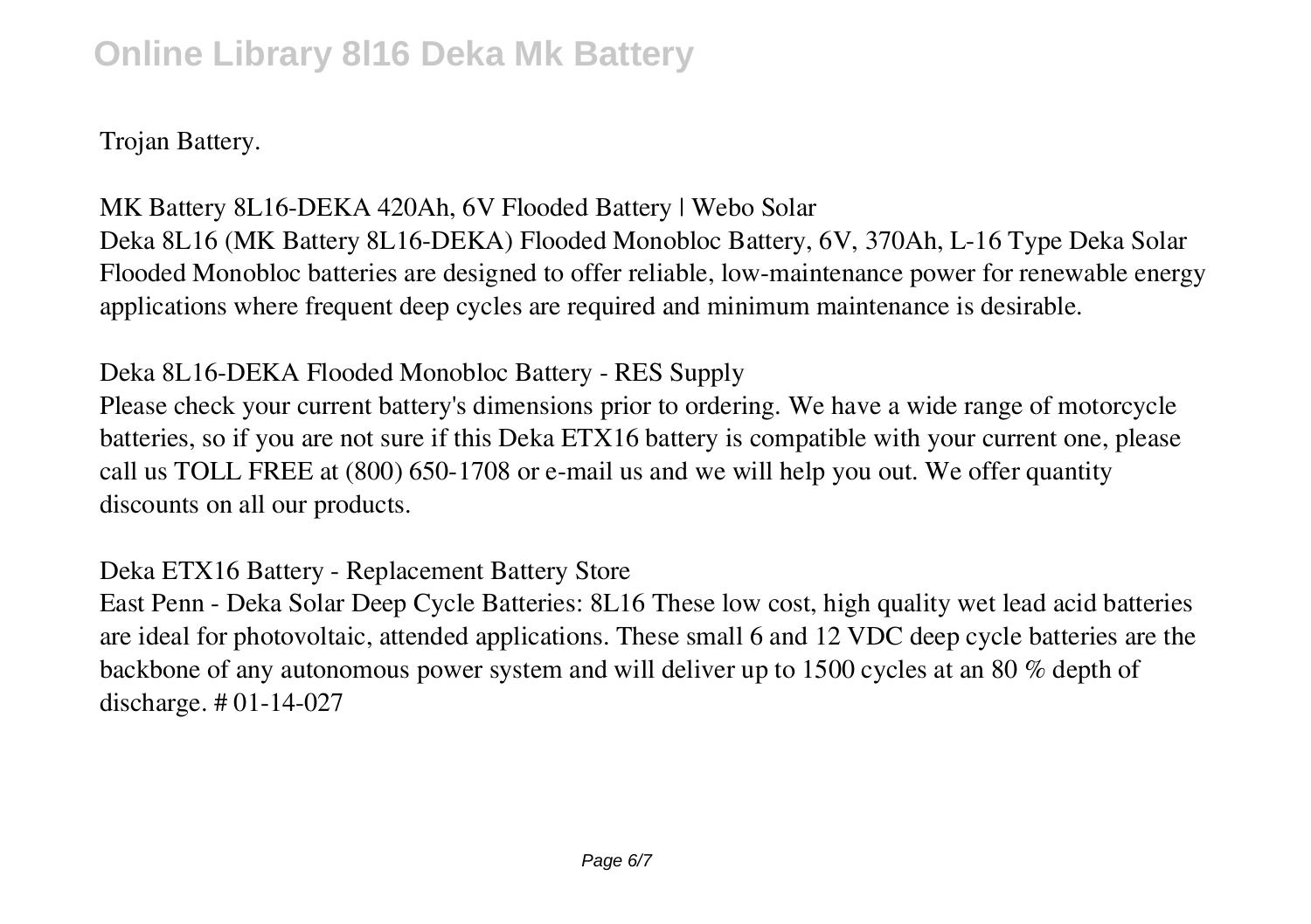Trojan Battery.

MK Battery 8L16-DEKA 420Ah, 6V Flooded Battery | Webo Solar

Deka 8L16 (MK Battery 8L16-DEKA) Flooded Monobloc Battery, 6V, 370Ah, L-16 Type Deka Solar Flooded Monobloc batteries are designed to offer reliable, low-maintenance power for renewable energy applications where frequent deep cycles are required and minimum maintenance is desirable.

Deka 8L16-DEKA Flooded Monobloc Battery - RES Supply

Please check your current battery's dimensions prior to ordering. We have a wide range of motorcycle batteries, so if you are not sure if this Deka ETX16 battery is compatible with your current one, please call us TOLL FREE at (800) 650-1708 or e-mail us and we will help you out. We offer quantity discounts on all our products.

Deka ETX16 Battery - Replacement Battery Store

East Penn - Deka Solar Deep Cycle Batteries: 8L16 These low cost, high quality wet lead acid batteries are ideal for photovoltaic, attended applications. These small 6 and 12 VDC deep cycle batteries are the backbone of any autonomous power system and will deliver up to 1500 cycles at an 80 % depth of discharge. # 01-14-027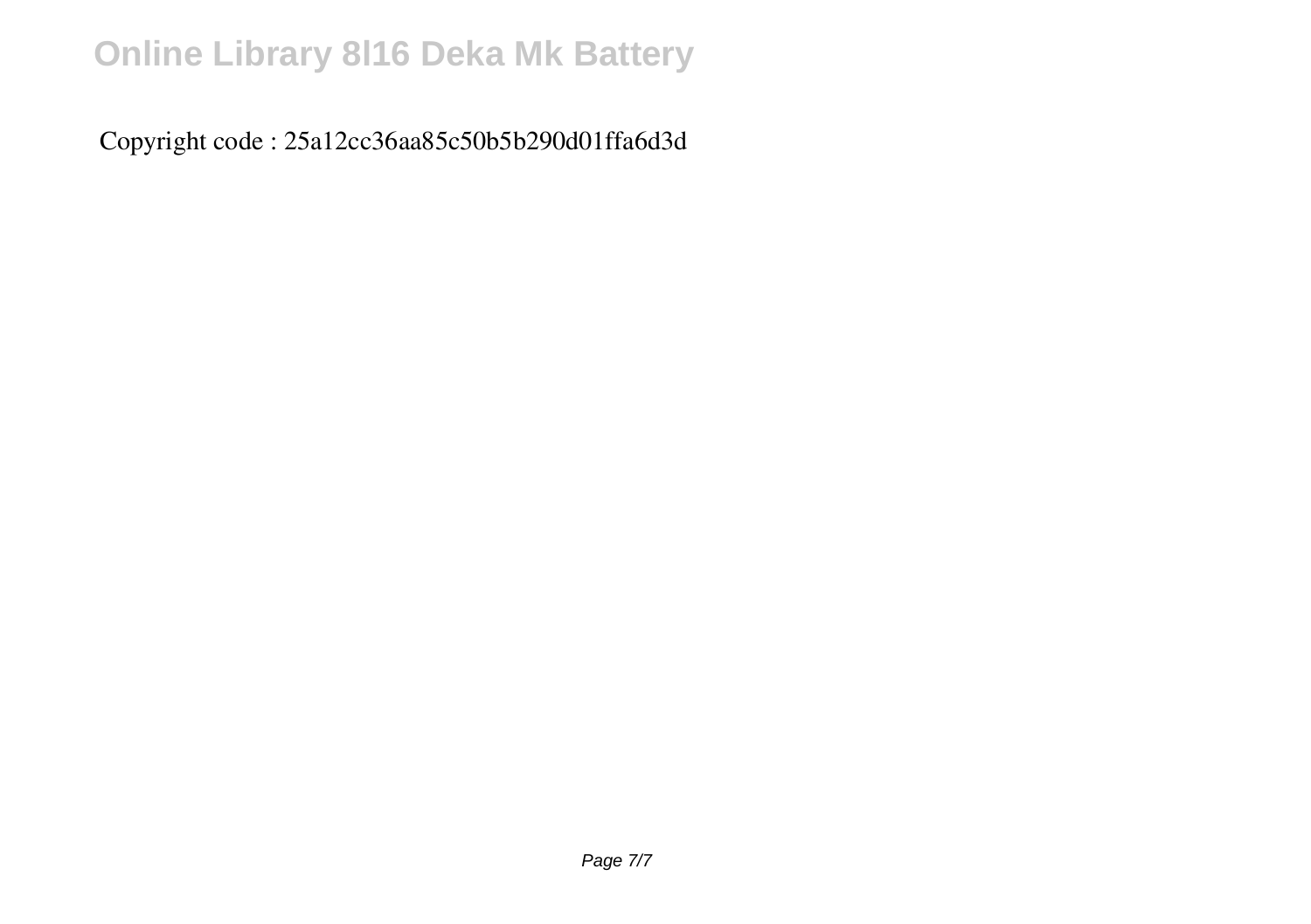Copyright code : 25a12cc36aa85c50b5b290d01ffa6d3d